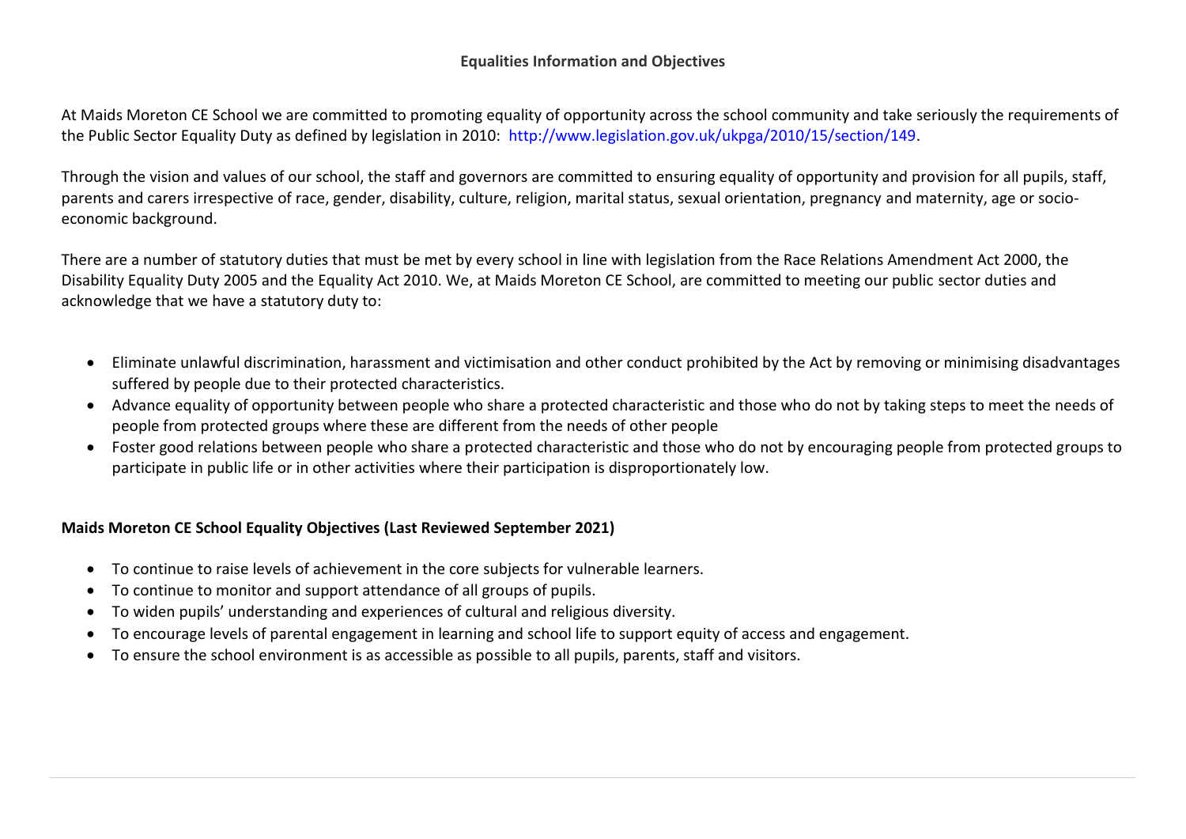# Equalities Information and Objectives

At Maids Moreton CE School we are committed to promoting equality of opportunity across the school community and take seriously the requirements of the Public Sector Equality Duty as defined by legislation in 2010: http://www.legislation.gov.uk/ukpga/2010/15/section/149.

Through the vision and values of our school, the staff and governors are committed to ensuring equality of opportunity and provision for all pupils, staff, parents and carers irrespective of race, gender, disability, culture, religion, marital status, sexual orientation, pregnancy and maternity, age or socio-economic background.

There are a number of statutory duties that must be met by every school in line with legislation from the Race Relations Amendment Act 2000, the Disability Equality Duty 2005 and the Equality Act 2010. We, at Maids Moreton CE School, are committed to meeting our public sector duties and acknowledge that we have a statutory duty to:

- Eliminate unlawful discrimination, harassment and victimisation and other conduct prohibited by the Act by removing or minimising disadvantages suffered by people due to their protected characteristics.
- Advance equality of opportunity between people who share a protected characteristic and those who do not by taking steps to meet the needs of people from protected groups where these are different from the needs of other people
- Foster good relations between people who share a protected characteristic and those who do not by encouraging people from protected groups to participate in public life or in other activities where their participation is disproportionately low.

## Maids Moreton CE School Equality Objectives (Last Reviewed September 2021)

- To continue to raise levels of achievement in the core subjects for vulnerable learners.
- To continue to monitor and support attendance of all groups of pupils.
- To widen pupils' understanding and experiences of cultural and religious diversity.
- To encourage levels of parental engagement in learning and school life to support equity of access and engagement.
- To ensure the school environment is as accessible as possible to all pupils, parents, staff and visitors.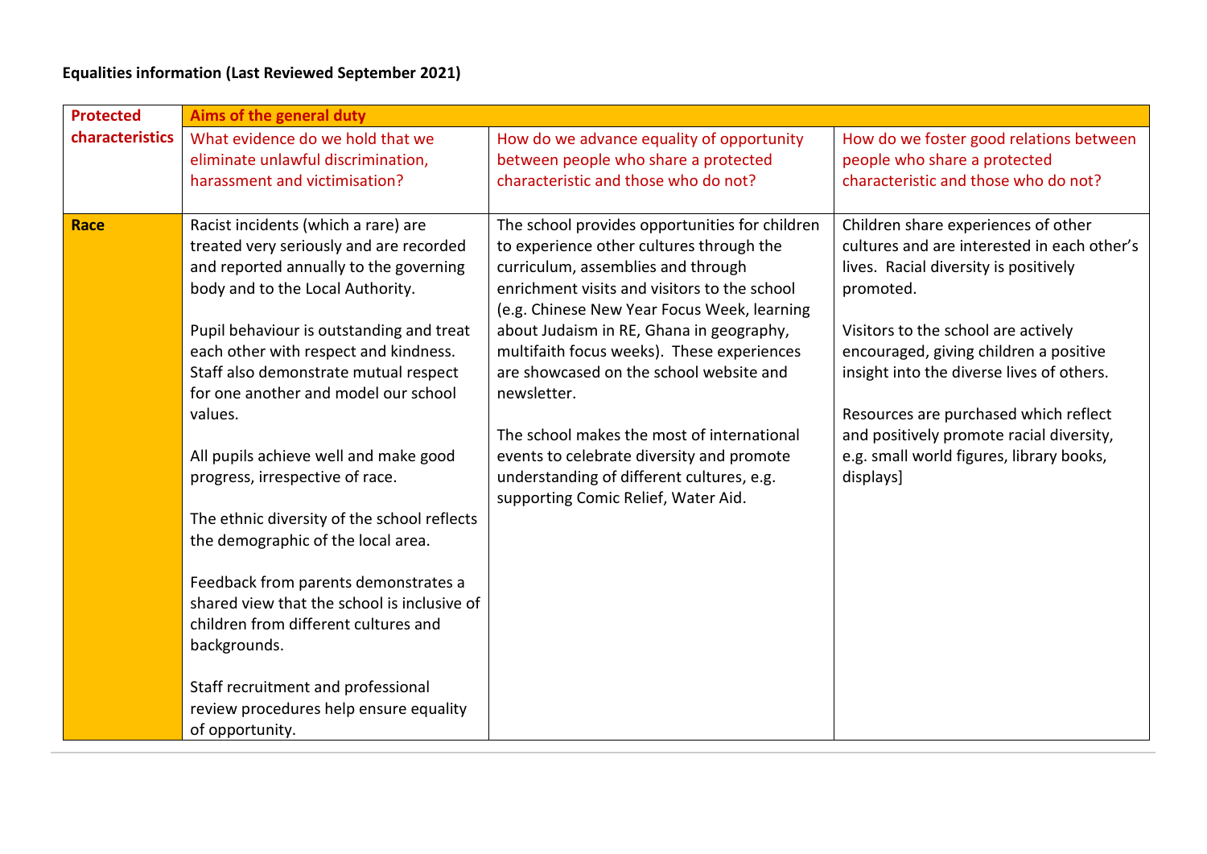**Equalities information (Last Reviewed September 2021)**

| Protected characteristics | Aims of the general duty | | |
|---|---|---|---|
| | What evidence do we hold that we eliminate unlawful discrimination, harassment and victimisation? | How do we advance equality of opportunity between people who share a protected characteristic and those who do not? | How do we foster good relations between people who share a protected characteristic and those who do not? |
| **Race** | Racist incidents (which a rare) are treated very seriously and are recorded and reported annually to the governing body and to the Local Authority.<br><br>Pupil behaviour is outstanding and treat each other with respect and kindness. Staff also demonstrate mutual respect for one another and model our school values.<br><br>All pupils achieve well and make good progress, irrespective of race.<br><br>The ethnic diversity of the school reflects the demographic of the local area.<br><br>Feedback from parents demonstrates a shared view that the school is inclusive of children from different cultures and backgrounds.<br><br>Staff recruitment and professional review procedures help ensure equality of opportunity. | The school provides opportunities for children to experience other cultures through the curriculum, assemblies and through enrichment visits and visitors to the school (e.g. Chinese New Year Focus Week, learning about Judaism in RE, Ghana in geography, multifaith focus weeks). These experiences are showcased on the school website and newsletter.<br><br>The school makes the most of international events to celebrate diversity and promote understanding of different cultures, e.g. supporting Comic Relief, Water Aid. | Children share experiences of other cultures and are interested in each other's lives. Racial diversity is positively promoted.<br><br>Visitors to the school are actively encouraged, giving children a positive insight into the diverse lives of others.<br><br>Resources are purchased which reflect and positively promote racial diversity, e.g. small world figures, library books, displays] |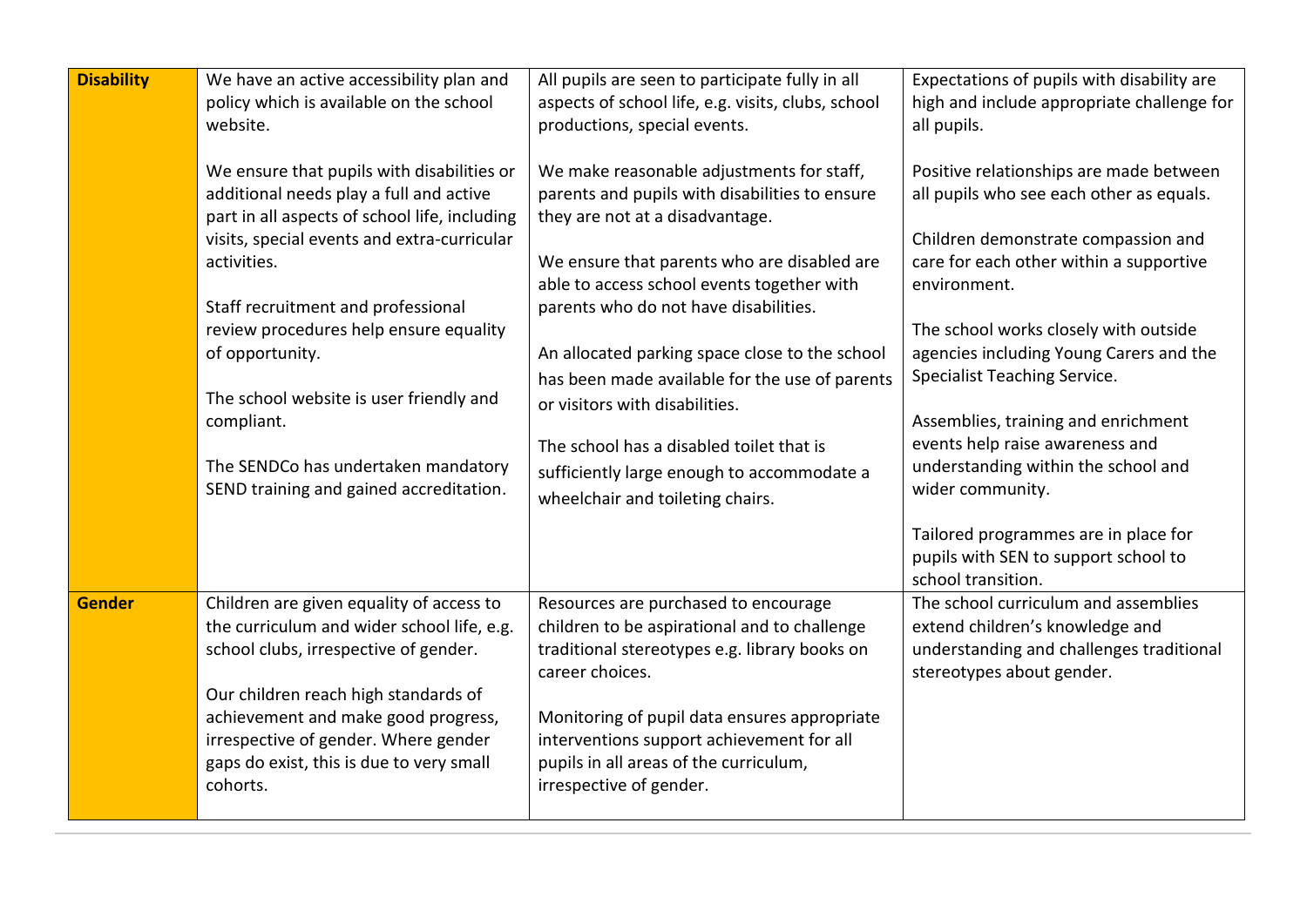| | | | |
|---|---|---|---|
| **Disability** | We have an active accessibility plan and policy which is available on the school website.<br><br>We ensure that pupils with disabilities or additional needs play a full and active part in all aspects of school life, including visits, special events and extra-curricular activities.<br><br>Staff recruitment and professional review procedures help ensure equality of opportunity.<br><br>The school website is user friendly and compliant.<br><br>The SENDCo has undertaken mandatory SEND training and gained accreditation. | All pupils are seen to participate fully in all aspects of school life, e.g. visits, clubs, school productions, special events.<br><br>We make reasonable adjustments for staff, parents and pupils with disabilities to ensure they are not at a disadvantage.<br><br>We ensure that parents who are disabled are able to access school events together with parents who do not have disabilities.<br><br>An allocated parking space close to the school has been made available for the use of parents or visitors with disabilities.<br><br>The school has a disabled toilet that is sufficiently large enough to accommodate a wheelchair and toileting chairs. | Expectations of pupils with disability are high and include appropriate challenge for all pupils.<br><br>Positive relationships are made between all pupils who see each other as equals.<br><br>Children demonstrate compassion and care for each other within a supportive environment.<br><br>The school works closely with outside agencies including Young Carers and the Specialist Teaching Service.<br><br>Assemblies, training and enrichment events help raise awareness and understanding within the school and wider community.<br><br>Tailored programmes are in place for pupils with SEN to support school to school transition. |
| **Gender** | Children are given equality of access to the curriculum and wider school life, e.g. school clubs, irrespective of gender.<br><br>Our children reach high standards of achievement and make good progress, irrespective of gender. Where gender gaps do exist, this is due to very small cohorts. | Resources are purchased to encourage children to be aspirational and to challenge traditional stereotypes e.g. library books on career choices.<br><br>Monitoring of pupil data ensures appropriate interventions support achievement for all pupils in all areas of the curriculum, irrespective of gender. | The school curriculum and assemblies extend children's knowledge and understanding and challenges traditional stereotypes about gender. |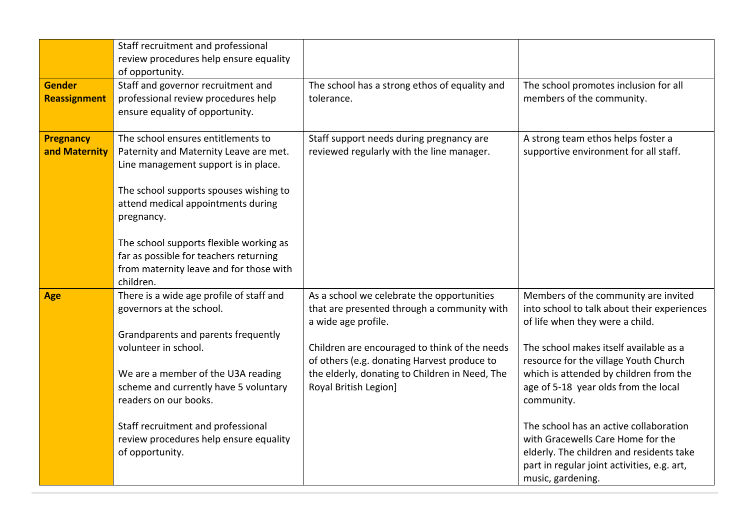| | | | |
|---|---|---|---|
| | Staff recruitment and professional review procedures help ensure equality of opportunity. | | |
| **Gender Reassignment** | Staff and governor recruitment and professional review procedures help ensure equality of opportunity. | The school has a strong ethos of equality and tolerance. | The school promotes inclusion for all members of the community. |
| **Pregnancy and Maternity** | The school ensures entitlements to Paternity and Maternity Leave are met. Line management support is in place.<br><br>The school supports spouses wishing to attend medical appointments during pregnancy.<br><br>The school supports flexible working as far as possible for teachers returning from maternity leave and for those with children. | Staff support needs during pregnancy are reviewed regularly with the line manager. | A strong team ethos helps foster a supportive environment for all staff. |
| **Age** | There is a wide age profile of staff and governors at the school.<br><br>Grandparents and parents frequently volunteer in school.<br><br>We are a member of the U3A reading scheme and currently have 5 voluntary readers on our books.<br><br>Staff recruitment and professional review procedures help ensure equality of opportunity. | As a school we celebrate the opportunities that are presented through a community with a wide age profile.<br><br>Children are encouraged to think of the needs of others (e.g. donating Harvest produce to the elderly, donating to Children in Need, The Royal British Legion] | Members of the community are invited into school to talk about their experiences of life when they were a child.<br><br>The school makes itself available as a resource for the village Youth Church which is attended by children from the age of 5-18 year olds from the local community.<br><br>The school has an active collaboration with Gracewells Care Home for the elderly. The children and residents take part in regular joint activities, e.g. art, music, gardening. |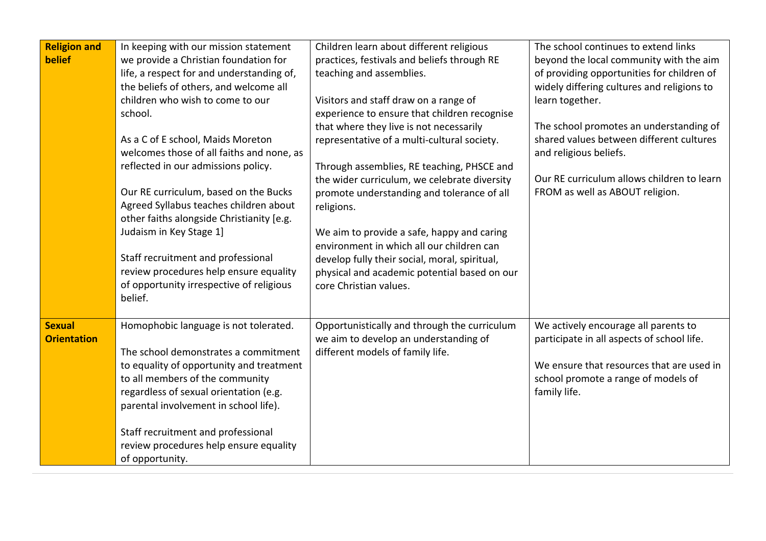| | | | |
|---|---|---|---|
| **Religion and belief** | In keeping with our mission statement we provide a Christian foundation for life, a respect for and understanding of, the beliefs of others, and welcome all children who wish to come to our school.<br><br>As a C of E school, Maids Moreton welcomes those of all faiths and none, as reflected in our admissions policy.<br><br>Our RE curriculum, based on the Bucks Agreed Syllabus teaches children about other faiths alongside Christianity [e.g. Judaism in Key Stage 1]<br><br>Staff recruitment and professional review procedures help ensure equality of opportunity irrespective of religious belief. | Children learn about different religious practices, festivals and beliefs through RE teaching and assemblies.<br><br>Visitors and staff draw on a range of experience to ensure that children recognise that where they live is not necessarily representative of a multi-cultural society.<br><br>Through assemblies, RE teaching, PHSCE and the wider curriculum, we celebrate diversity promote understanding and tolerance of all religions.<br><br>We aim to provide a safe, happy and caring environment in which all our children can develop fully their social, moral, spiritual, physical and academic potential based on our core Christian values. | The school continues to extend links beyond the local community with the aim of providing opportunities for children of widely differing cultures and religions to learn together.<br><br>The school promotes an understanding of shared values between different cultures and religious beliefs.<br><br>Our RE curriculum allows children to learn FROM as well as ABOUT religion. |
| **Sexual Orientation** | Homophobic language is not tolerated.<br><br>The school demonstrates a commitment to equality of opportunity and treatment to all members of the community regardless of sexual orientation (e.g. parental involvement in school life).<br><br>Staff recruitment and professional review procedures help ensure equality of opportunity. | Opportunistically and through the curriculum we aim to develop an understanding of different models of family life. | We actively encourage all parents to participate in all aspects of school life.<br><br>We ensure that resources that are used in school promote a range of models of family life. |